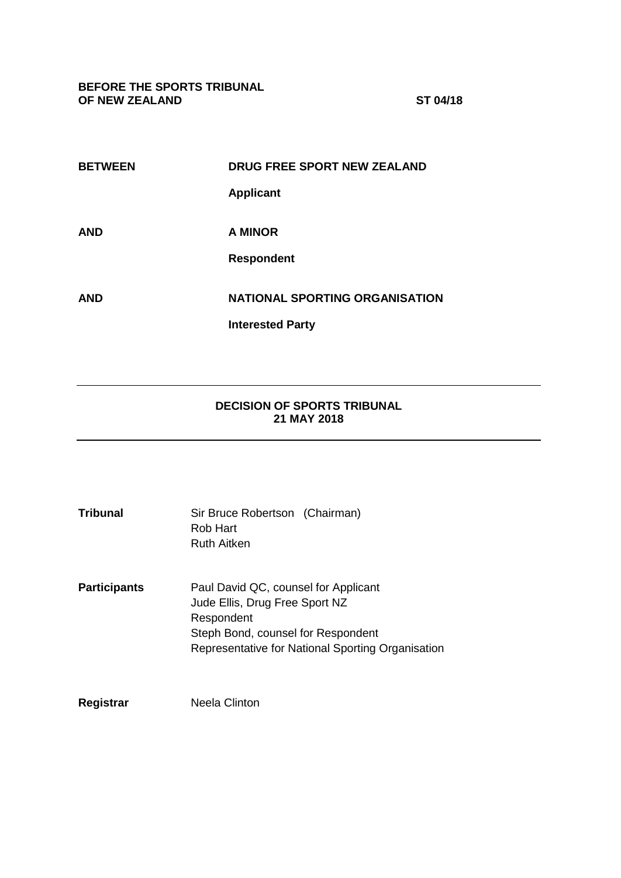**BEFORE THE SPORTS TRIBUNAL OF NEW ZEALAND** **ST 04/18**

| | |
|---|---|
| **BETWEEN** | **DRUG FREE SPORT NEW ZEALAND** |
| | **Applicant** |
| **AND** | **A MINOR** |
| | **Respondent** |
| **AND** | **NATIONAL SPORTING ORGANISATION** |
| | **Interested Party** |

---

**DECISION OF SPORTS TRIBUNAL**
**21 MAY 2018**

---

| | |
|---|---|
| **Tribunal** | Sir Bruce Robertson (Chairman)<br>Rob Hart<br>Ruth Aitken |
| **Participants** | Paul David QC, counsel for Applicant<br>Jude Ellis, Drug Free Sport NZ<br>Respondent<br>Steph Bond, counsel for Respondent<br>Representative for National Sporting Organisation |
| **Registrar** | Neela Clinton |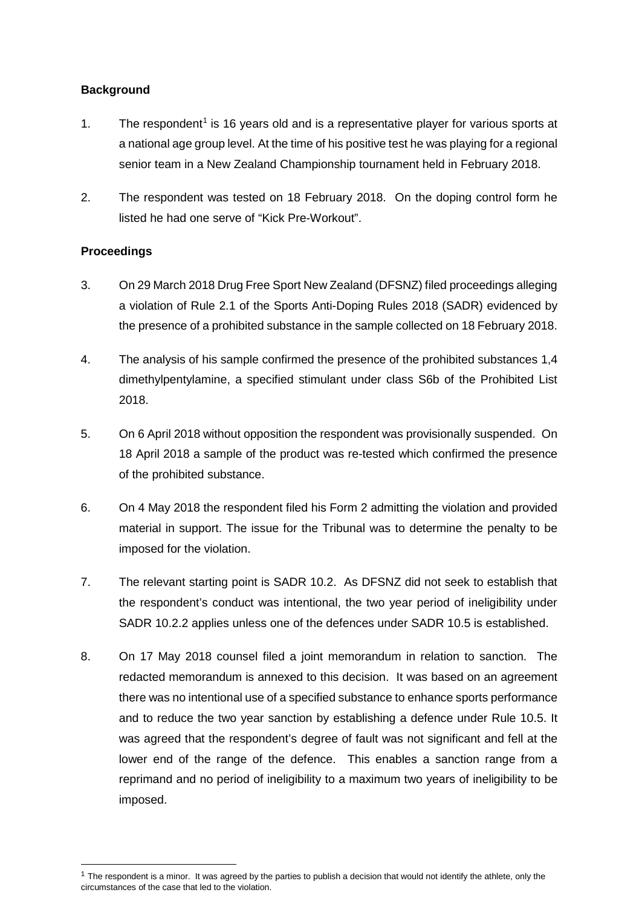## Background

1. The respondent[1] is 16 years old and is a representative player for various sports at a national age group level. At the time of his positive test he was playing for a regional senior team in a New Zealand Championship tournament held in February 2018.

2. The respondent was tested on 18 February 2018. On the doping control form he listed he had one serve of "Kick Pre-Workout".

## Proceedings

3. On 29 March 2018 Drug Free Sport New Zealand (DFSNZ) filed proceedings alleging a violation of Rule 2.1 of the Sports Anti-Doping Rules 2018 (SADR) evidenced by the presence of a prohibited substance in the sample collected on 18 February 2018.

4. The analysis of his sample confirmed the presence of the prohibited substances 1,4 dimethylpentylamine, a specified stimulant under class S6b of the Prohibited List 2018.

5. On 6 April 2018 without opposition the respondent was provisionally suspended. On 18 April 2018 a sample of the product was re-tested which confirmed the presence of the prohibited substance.

6. On 4 May 2018 the respondent filed his Form 2 admitting the violation and provided material in support. The issue for the Tribunal was to determine the penalty to be imposed for the violation.

7. The relevant starting point is SADR 10.2. As DFSNZ did not seek to establish that the respondent's conduct was intentional, the two year period of ineligibility under SADR 10.2.2 applies unless one of the defences under SADR 10.5 is established.

8. On 17 May 2018 counsel filed a joint memorandum in relation to sanction. The redacted memorandum is annexed to this decision. It was based on an agreement there was no intentional use of a specified substance to enhance sports performance and to reduce the two year sanction by establishing a defence under Rule 10.5. It was agreed that the respondent's degree of fault was not significant and fell at the lower end of the range of the defence. This enables a sanction range from a reprimand and no period of ineligibility to a maximum two years of ineligibility to be imposed.

---

[1] The respondent is a minor. It was agreed by the parties to publish a decision that would not identify the athlete, only the circumstances of the case that led to the violation.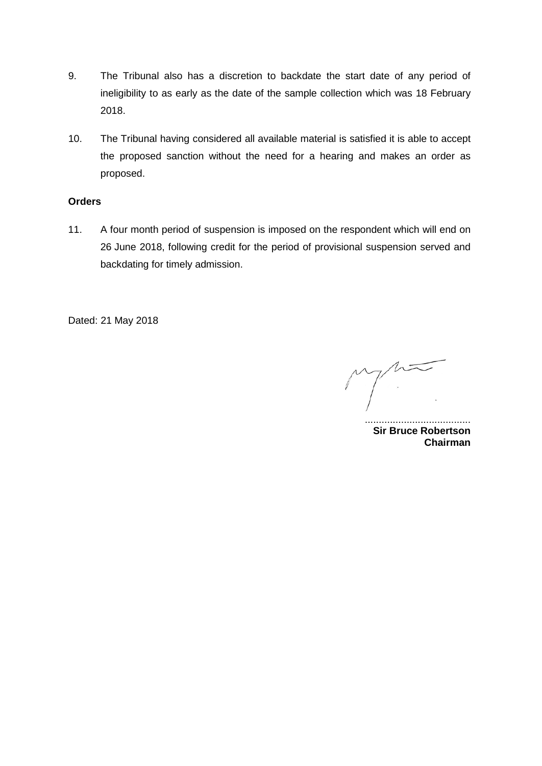9. The Tribunal also has a discretion to backdate the start date of any period of ineligibility to as early as the date of the sample collection which was 18 February 2018.

10. The Tribunal having considered all available material is satisfied it is able to accept the proposed sanction without the need for a hearing and makes an order as proposed.

**Orders**

11. A four month period of suspension is imposed on the respondent which will end on 26 June 2018, following credit for the period of provisional suspension served and backdating for timely admission.

Dated: 21 May 2018

......................................
**Sir Bruce Robertson**
**Chairman**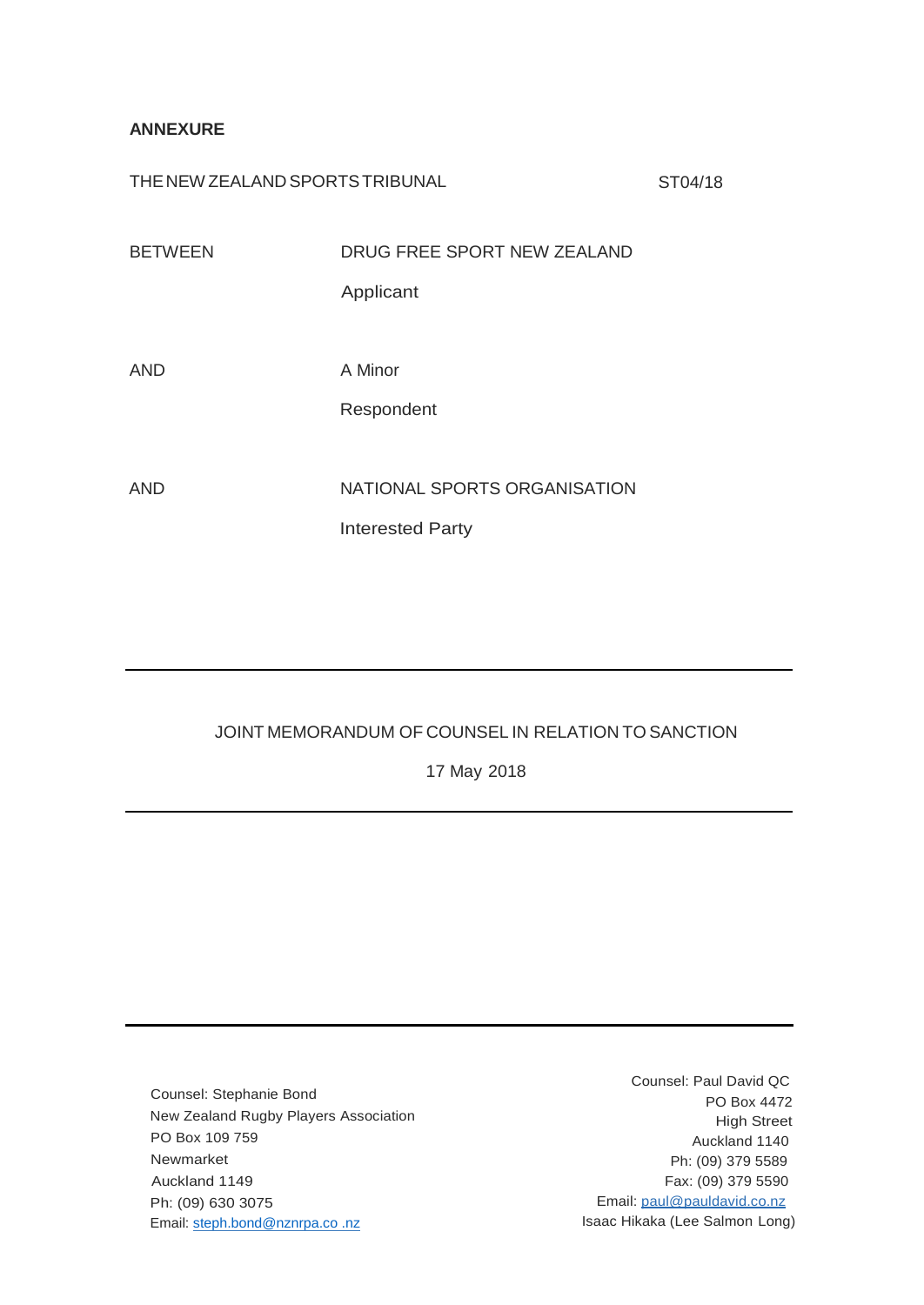**ANNEXURE**

THE NEW ZEALAND SPORTS TRIBUNAL ST04/18

BETWEEN DRUG FREE SPORT NEW ZEALAND

Applicant

AND A Minor

Respondent

AND NATIONAL SPORTS ORGANISATION

Interested Party

---

JOINT MEMORANDUM OF COUNSEL IN RELATION TO SANCTION

17 May 2018

---

Counsel: Stephanie Bond
New Zealand Rugby Players Association
PO Box 109 759
Newmarket
Auckland 1149
Ph: (09) 630 3075
Email: steph.bond@nznrpa.co .nz

Counsel: Paul David QC
PO Box 4472
High Street
Auckland 1140
Ph: (09) 379 5589
Fax: (09) 379 5590
Email: paul@pauldavid.co.nz
Isaac Hikaka (Lee Salmon Long)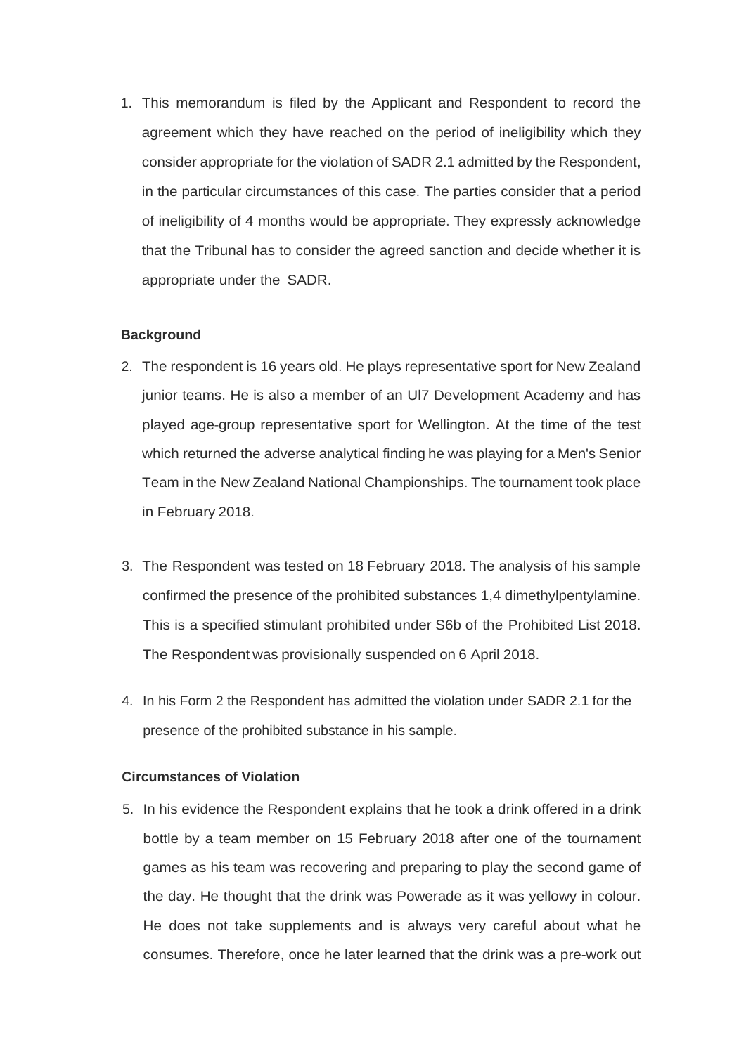1. This memorandum is filed by the Applicant and Respondent to record the agreement which they have reached on the period of ineligibility which they consider appropriate for the violation of SADR 2.1 admitted by the Respondent, in the particular circumstances of this case. The parties consider that a period of ineligibility of 4 months would be appropriate. They expressly acknowledge that the Tribunal has to consider the agreed sanction and decide whether it is appropriate under the SADR.

### Background

2. The respondent is 16 years old. He plays representative sport for New Zealand junior teams. He is also a member of an Ul7 Development Academy and has played age-group representative sport for Wellington. At the time of the test which returned the adverse analytical finding he was playing for a Men's Senior Team in the New Zealand National Championships. The tournament took place in February 2018.

3. The Respondent was tested on 18 February 2018. The analysis of his sample confirmed the presence of the prohibited substances 1,4 dimethylpentylamine. This is a specified stimulant prohibited under S6b of the Prohibited List 2018. The Respondent was provisionally suspended on 6 April 2018.

4. In his Form 2 the Respondent has admitted the violation under SADR 2.1 for the presence of the prohibited substance in his sample.

### Circumstances of Violation

5. In his evidence the Respondent explains that he took a drink offered in a drink bottle by a team member on 15 February 2018 after one of the tournament games as his team was recovering and preparing to play the second game of the day. He thought that the drink was Powerade as it was yellowy in colour. He does not take supplements and is always very careful about what he consumes. Therefore, once he later learned that the drink was a pre-work out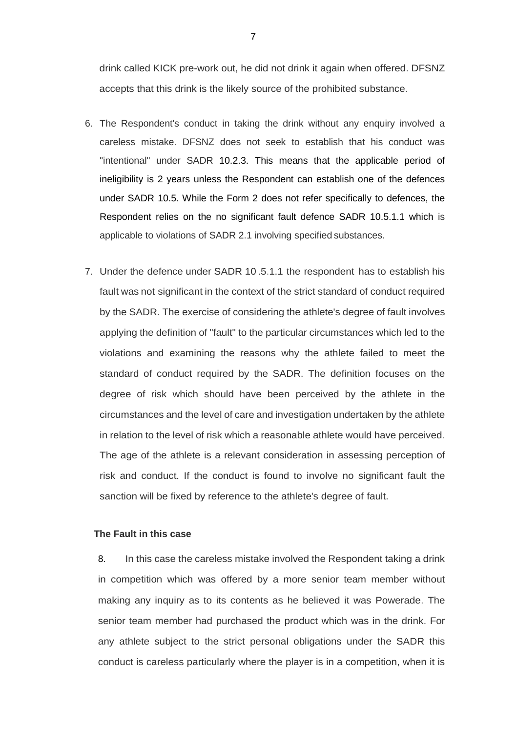drink called KICK pre-work out, he did not drink it again when offered. DFSNZ accepts that this drink is the likely source of the prohibited substance.

6. The Respondent's conduct in taking the drink without any enquiry involved a careless mistake. DFSNZ does not seek to establish that his conduct was "intentional" under SADR 10.2.3. This means that the applicable period of ineligibility is 2 years unless the Respondent can establish one of the defences under SADR 10.5. While the Form 2 does not refer specifically to defences, the Respondent relies on the no significant fault defence SADR 10.5.1.1 which is applicable to violations of SADR 2.1 involving specified substances.

7. Under the defence under SADR 10 .5.1.1 the respondent has to establish his fault was not significant in the context of the strict standard of conduct required by the SADR. The exercise of considering the athlete's degree of fault involves applying the definition of "fault" to the particular circumstances which led to the violations and examining the reasons why the athlete failed to meet the standard of conduct required by the SADR. The definition focuses on the degree of risk which should have been perceived by the athlete in the circumstances and the level of care and investigation undertaken by the athlete in relation to the level of risk which a reasonable athlete would have perceived. The age of the athlete is a relevant consideration in assessing perception of risk and conduct. If the conduct is found to involve no significant fault the sanction will be fixed by reference to the athlete's degree of fault.

**The Fault in this case**

8. In this case the careless mistake involved the Respondent taking a drink in competition which was offered by a more senior team member without making any inquiry as to its contents as he believed it was Powerade. The senior team member had purchased the product which was in the drink. For any athlete subject to the strict personal obligations under the SADR this conduct is careless particularly where the player is in a competition, when it is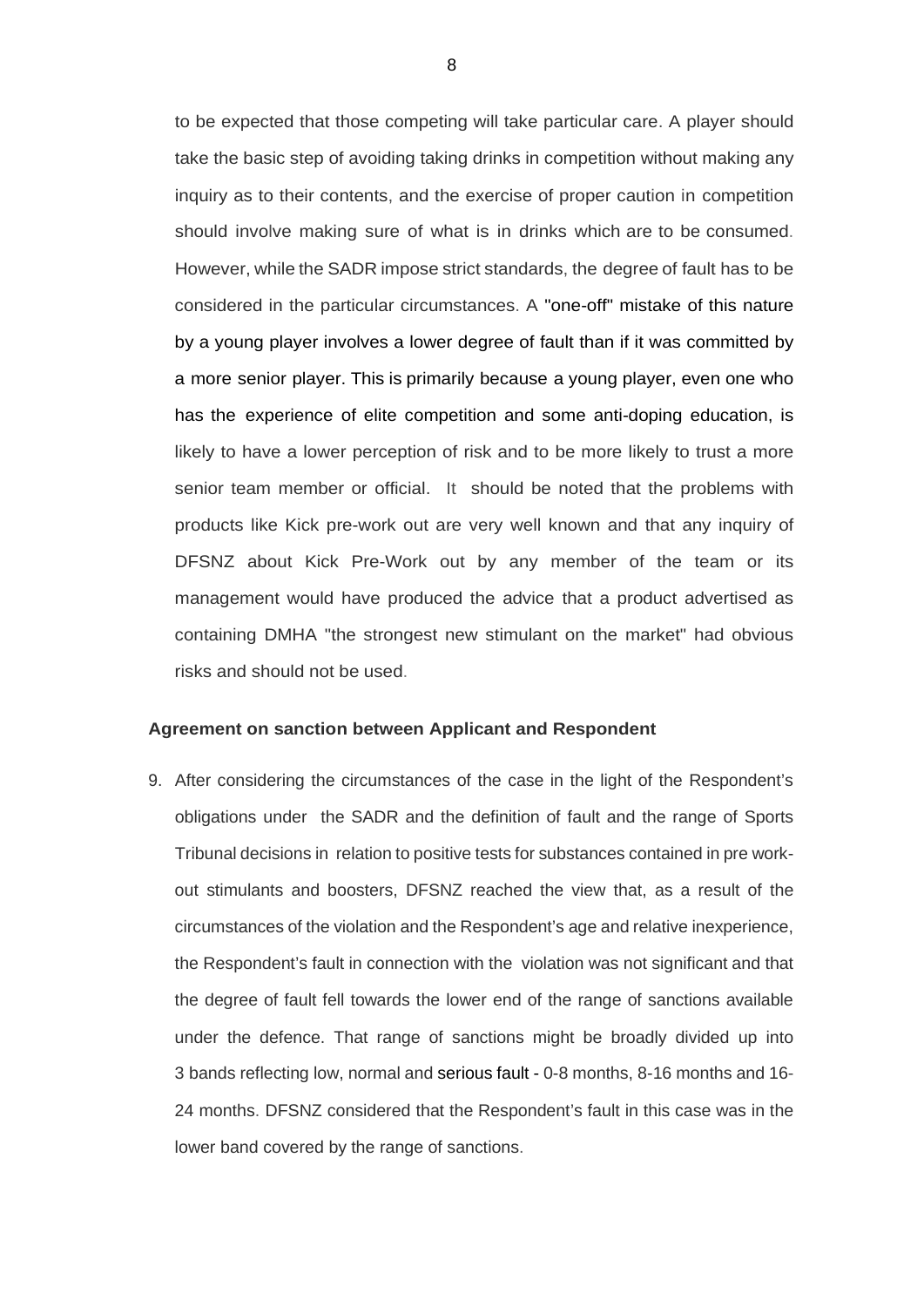to be expected that those competing will take particular care. A player should take the basic step of avoiding taking drinks in competition without making any inquiry as to their contents, and the exercise of proper caution in competition should involve making sure of what is in drinks which are to be consumed. However, while the SADR impose strict standards, the degree of fault has to be considered in the particular circumstances. A "one-off" mistake of this nature by a young player involves a lower degree of fault than if it was committed by a more senior player. This is primarily because a young player, even one who has the experience of elite competition and some anti-doping education, is likely to have a lower perception of risk and to be more likely to trust a more senior team member or official. It should be noted that the problems with products like Kick pre-work out are very well known and that any inquiry of DFSNZ about Kick Pre-Work out by any member of the team or its management would have produced the advice that a product advertised as containing DMHA "the strongest new stimulant on the market" had obvious risks and should not be used.

**Agreement on sanction between Applicant and Respondent**

9. After considering the circumstances of the case in the light of the Respondent's obligations under the SADR and the definition of fault and the range of Sports Tribunal decisions in relation to positive tests for substances contained in pre work-out stimulants and boosters, DFSNZ reached the view that, as a result of the circumstances of the violation and the Respondent's age and relative inexperience, the Respondent's fault in connection with the violation was not significant and that the degree of fault fell towards the lower end of the range of sanctions available under the defence. That range of sanctions might be broadly divided up into 3 bands reflecting low, normal and serious fault - 0-8 months, 8-16 months and 16-24 months. DFSNZ considered that the Respondent's fault in this case was in the lower band covered by the range of sanctions.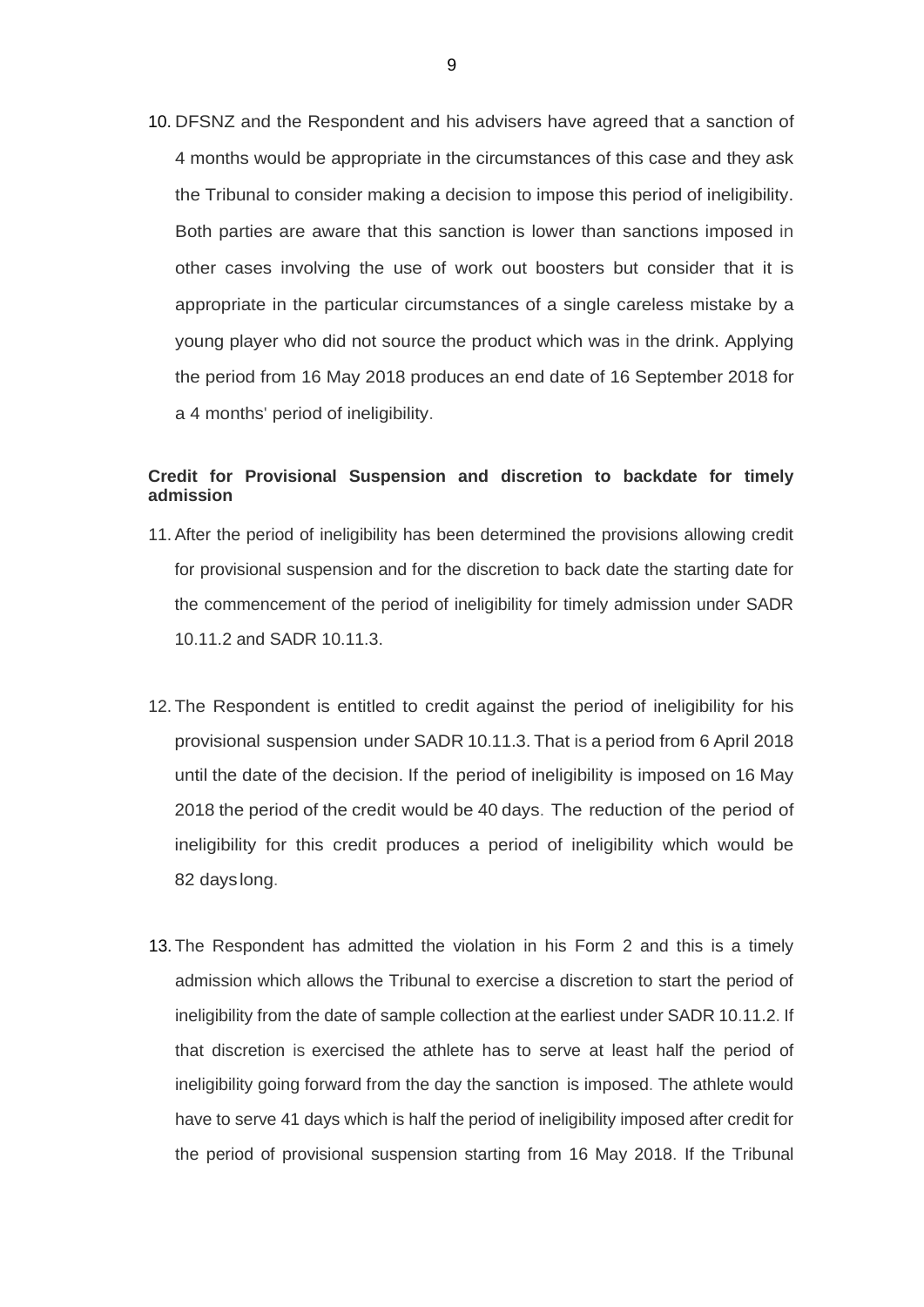10. DFSNZ and the Respondent and his advisers have agreed that a sanction of 4 months would be appropriate in the circumstances of this case and they ask the Tribunal to consider making a decision to impose this period of ineligibility. Both parties are aware that this sanction is lower than sanctions imposed in other cases involving the use of work out boosters but consider that it is appropriate in the particular circumstances of a single careless mistake by a young player who did not source the product which was in the drink. Applying the period from 16 May 2018 produces an end date of 16 September 2018 for a 4 months' period of ineligibility.

**Credit for Provisional Suspension and discretion to backdate for timely admission**

11. After the period of ineligibility has been determined the provisions allowing credit for provisional suspension and for the discretion to back date the starting date for the commencement of the period of ineligibility for timely admission under SADR 10.11.2 and SADR 10.11.3.

12. The Respondent is entitled to credit against the period of ineligibility for his provisional suspension under SADR 10.11.3. That is a period from 6 April 2018 until the date of the decision. If the period of ineligibility is imposed on 16 May 2018 the period of the credit would be 40 days. The reduction of the period of ineligibility for this credit produces a period of ineligibility which would be 82 days long.

13. The Respondent has admitted the violation in his Form 2 and this is a timely admission which allows the Tribunal to exercise a discretion to start the period of ineligibility from the date of sample collection at the earliest under SADR 10.11.2. If that discretion is exercised the athlete has to serve at least half the period of ineligibility going forward from the day the sanction is imposed. The athlete would have to serve 41 days which is half the period of ineligibility imposed after credit for the period of provisional suspension starting from 16 May 2018. If the Tribunal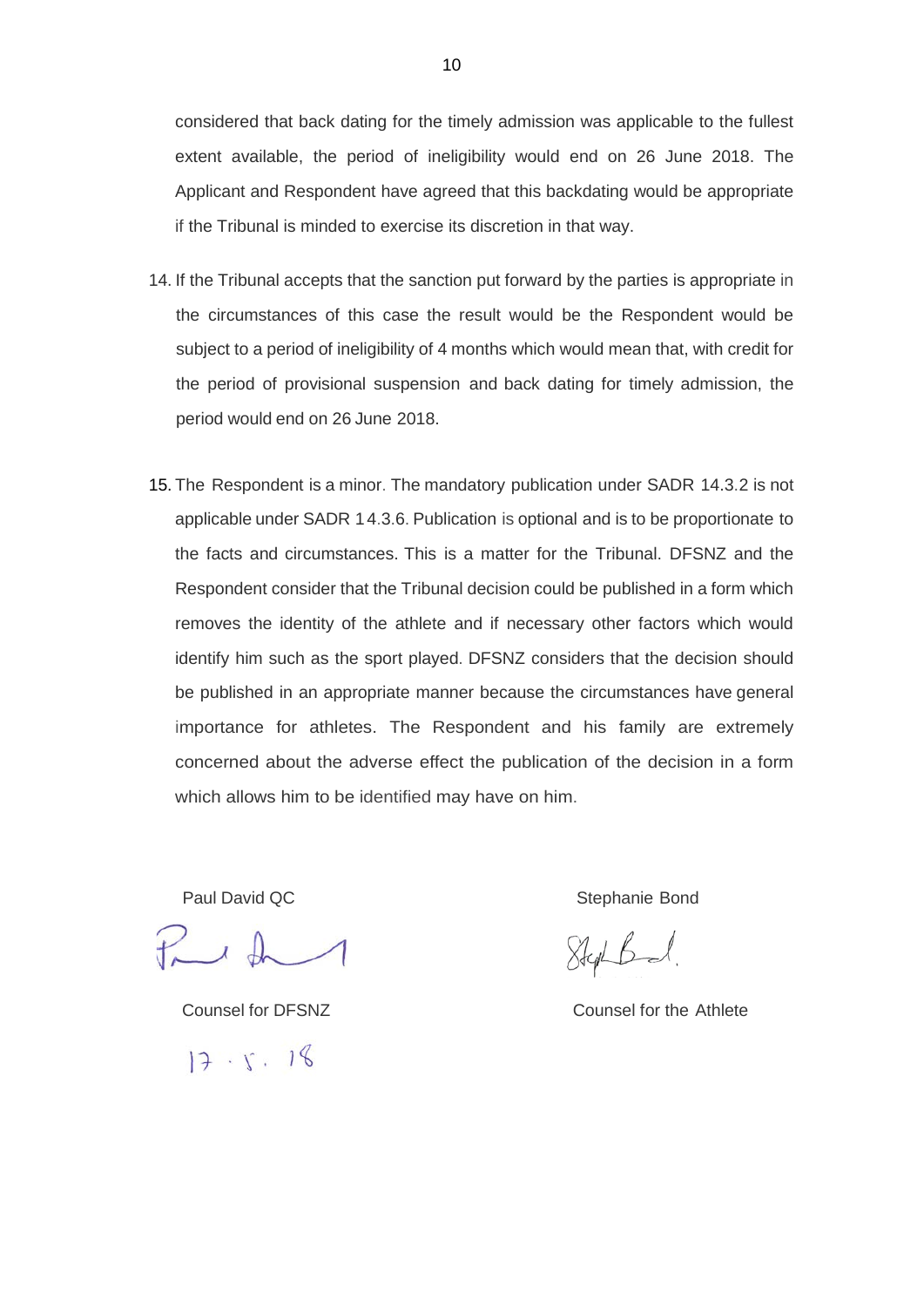considered that back dating for the timely admission was applicable to the fullest extent available, the period of ineligibility would end on 26 June 2018. The Applicant and Respondent have agreed that this backdating would be appropriate if the Tribunal is minded to exercise its discretion in that way.

14. If the Tribunal accepts that the sanction put forward by the parties is appropriate in the circumstances of this case the result would be the Respondent would be subject to a period of ineligibility of 4 months which would mean that, with credit for the period of provisional suspension and back dating for timely admission, the period would end on 26 June 2018.

15. The Respondent is a minor. The mandatory publication under SADR 14.3.2 is not applicable under SADR 14.3.6. Publication is optional and is to be proportionate to the facts and circumstances. This is a matter for the Tribunal. DFSNZ and the Respondent consider that the Tribunal decision could be published in a form which removes the identity of the athlete and if necessary other factors which would identify him such as the sport played. DFSNZ considers that the decision should be published in an appropriate manner because the circumstances have general importance for athletes. The Respondent and his family are extremely concerned about the adverse effect the publication of the decision in a form which allows him to be identified may have on him.

| | |
|---|---|
| Paul David QC | Stephanie Bond |
| Counsel for DFSNZ | Counsel for the Athlete |
| 17 . 5 . 18 | |